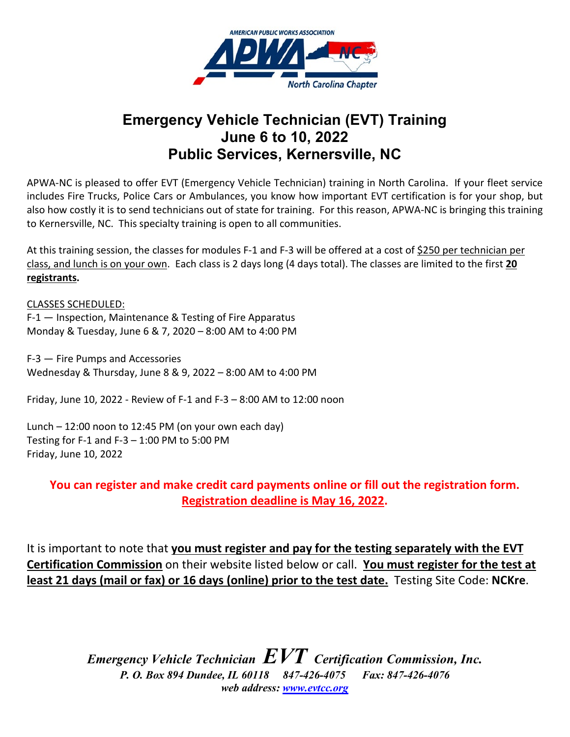AMERICAN PUBLIC WORKS ASSOCIATION

APWA NC

North Carolina Chapter

# Emergency Vehicle Technician (EVT) Training
# June 6 to 10, 2022
# Public Services, Kernersville, NC

APWA-NC is pleased to offer EVT (Emergency Vehicle Technician) training in North Carolina. If your fleet service includes Fire Trucks, Police Cars or Ambulances, you know how important EVT certification is for your shop, but also how costly it is to send technicians out of state for training. For this reason, APWA-NC is bringing this training to Kernersville, NC. This specialty training is open to all communities.

At this training session, the classes for modules F-1 and F-3 will be offered at a cost of <u>$250 per technician per class, and lunch is on your own</u>. Each class is 2 days long (4 days total). The classes are limited to the first **<u>20 registrants</u>.**

<u>CLASSES SCHEDULED:</u>
F-1 — Inspection, Maintenance & Testing of Fire Apparatus
Monday & Tuesday, June 6 & 7, 2020 – 8:00 AM to 4:00 PM

F-3 — Fire Pumps and Accessories
Wednesday & Thursday, June 8 & 9, 2022 – 8:00 AM to 4:00 PM

Friday, June 10, 2022 - Review of F-1 and F-3 – 8:00 AM to 12:00 noon

Lunch – 12:00 noon to 12:45 PM (on your own each day)
Testing for F-1 and F-3 – 1:00 PM to 5:00 PM
Friday, June 10, 2022

**You can register and make credit card payments online or fill out the registration form.**
**<u>Registration deadline is May 16, 2022</u>.**

It is important to note that **<u>you must register and pay for the testing separately with the EVT Certification Commission</u>** on their website listed below or call. **<u>You must register for the test at least 21 days (mail or fax) or 16 days (online) prior to the test date.</u>** Testing Site Code: **NCKre**.

***Emergency Vehicle Technician EVT Certification Commission, Inc.***
***P. O. Box 894 Dundee, IL 60118 847-426-4075 Fax: 847-426-4076***
***web address: www.evtcc.org***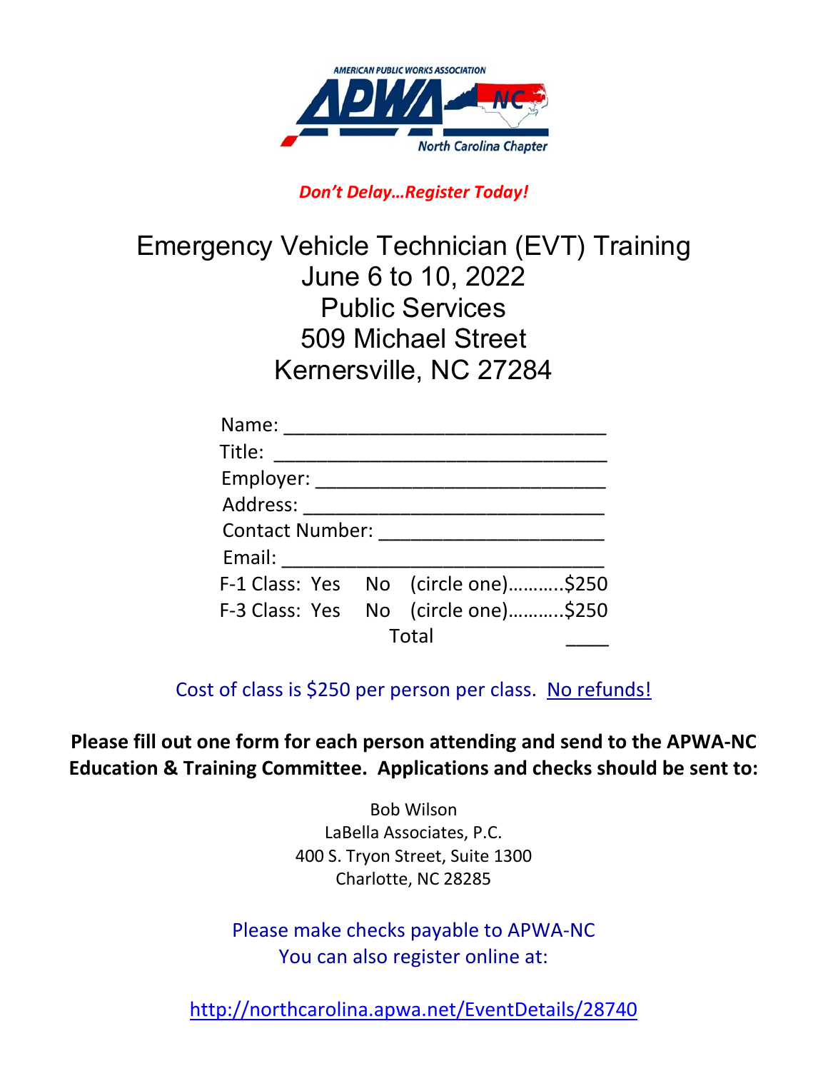AMERICAN PUBLIC WORKS ASSOCIATION

APWA NC

North Carolina Chapter

***Don't Delay…Register Today!***

# Emergency Vehicle Technician (EVT) Training
# June 6 to 10, 2022
# Public Services
# 509 Michael Street
# Kernersville, NC 27284

Name: ______________________________

Title: ______________________________

Employer: ___________________________

Address: ____________________________

Contact Number: _____________________

Email: ______________________________

F-1 Class: Yes No (circle one)………..$250

F-3 Class: Yes No (circle one)………..$250

Total ____

Cost of class is $250 per person per class. No refunds!

**Please fill out one form for each person attending and send to the APWA-NC Education & Training Committee. Applications and checks should be sent to:**

Bob Wilson
LaBella Associates, P.C.
400 S. Tryon Street, Suite 1300
Charlotte, NC 28285

Please make checks payable to APWA-NC
You can also register online at:

http://northcarolina.apwa.net/EventDetails/28740